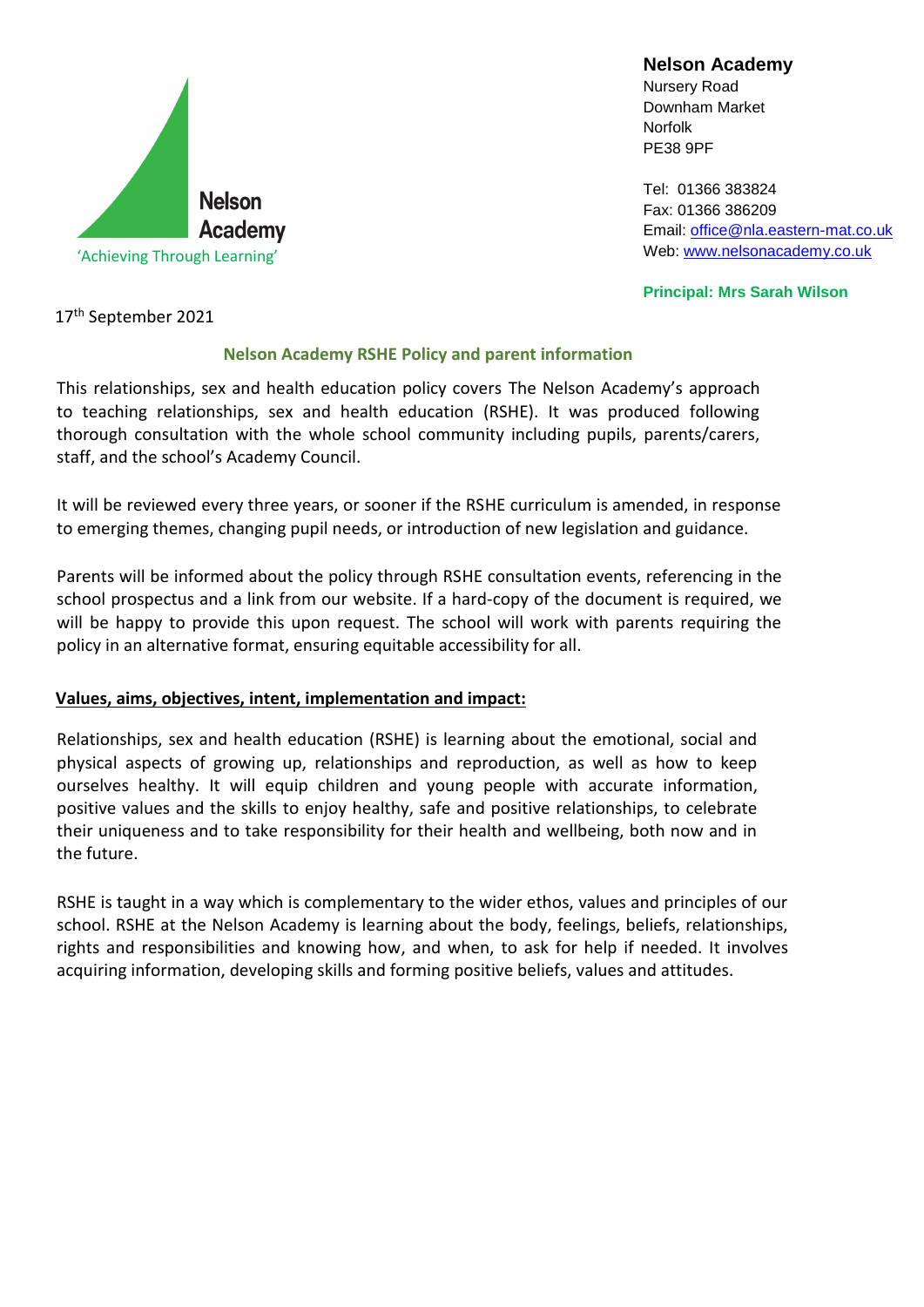Nelson Academy

'Achieving Through Learning'

**Nelson Academy**
Nursery Road
Downham Market
Norfolk
PE38 9PF

Tel: 01366 383824
Fax: 01366 386209
Email: office@nla.eastern-mat.co.uk
Web: www.nelsonacademy.co.uk

**Principal: Mrs Sarah Wilson**

17th September 2021

## Nelson Academy RSHE Policy and parent information

This relationships, sex and health education policy covers The Nelson Academy's approach to teaching relationships, sex and health education (RSHE). It was produced following thorough consultation with the whole school community including pupils, parents/carers, staff, and the school's Academy Council.

It will be reviewed every three years, or sooner if the RSHE curriculum is amended, in response to emerging themes, changing pupil needs, or introduction of new legislation and guidance.

Parents will be informed about the policy through RSHE consultation events, referencing in the school prospectus and a link from our website. If a hard-copy of the document is required, we will be happy to provide this upon request. The school will work with parents requiring the policy in an alternative format, ensuring equitable accessibility for all.

### Values, aims, objectives, intent, implementation and impact:

Relationships, sex and health education (RSHE) is learning about the emotional, social and physical aspects of growing up, relationships and reproduction, as well as how to keep ourselves healthy. It will equip children and young people with accurate information, positive values and the skills to enjoy healthy, safe and positive relationships, to celebrate their uniqueness and to take responsibility for their health and wellbeing, both now and in the future.

RSHE is taught in a way which is complementary to the wider ethos, values and principles of our school. RSHE at the Nelson Academy is learning about the body, feelings, beliefs, relationships, rights and responsibilities and knowing how, and when, to ask for help if needed. It involves acquiring information, developing skills and forming positive beliefs, values and attitudes.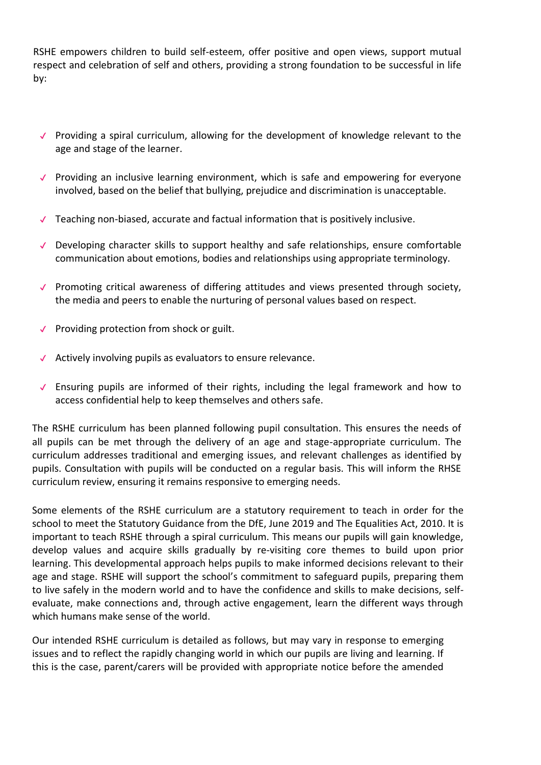RSHE empowers children to build self-esteem, offer positive and open views, support mutual respect and celebration of self and others, providing a strong foundation to be successful in life by:

- ✓ Providing a spiral curriculum, allowing for the development of knowledge relevant to the age and stage of the learner.
- ✓ Providing an inclusive learning environment, which is safe and empowering for everyone involved, based on the belief that bullying, prejudice and discrimination is unacceptable.
- ✓ Teaching non-biased, accurate and factual information that is positively inclusive.
- ✓ Developing character skills to support healthy and safe relationships, ensure comfortable communication about emotions, bodies and relationships using appropriate terminology.
- ✓ Promoting critical awareness of differing attitudes and views presented through society, the media and peers to enable the nurturing of personal values based on respect.
- ✓ Providing protection from shock or guilt.
- ✓ Actively involving pupils as evaluators to ensure relevance.
- ✓ Ensuring pupils are informed of their rights, including the legal framework and how to access confidential help to keep themselves and others safe.

The RSHE curriculum has been planned following pupil consultation. This ensures the needs of all pupils can be met through the delivery of an age and stage-appropriate curriculum. The curriculum addresses traditional and emerging issues, and relevant challenges as identified by pupils. Consultation with pupils will be conducted on a regular basis. This will inform the RHSE curriculum review, ensuring it remains responsive to emerging needs.

Some elements of the RSHE curriculum are a statutory requirement to teach in order for the school to meet the Statutory Guidance from the DfE, June 2019 and The Equalities Act, 2010. It is important to teach RSHE through a spiral curriculum. This means our pupils will gain knowledge, develop values and acquire skills gradually by re-visiting core themes to build upon prior learning. This developmental approach helps pupils to make informed decisions relevant to their age and stage. RSHE will support the school's commitment to safeguard pupils, preparing them to live safely in the modern world and to have the confidence and skills to make decisions, self-evaluate, make connections and, through active engagement, learn the different ways through which humans make sense of the world.

Our intended RSHE curriculum is detailed as follows, but may vary in response to emerging issues and to reflect the rapidly changing world in which our pupils are living and learning. If this is the case, parent/carers will be provided with appropriate notice before the amended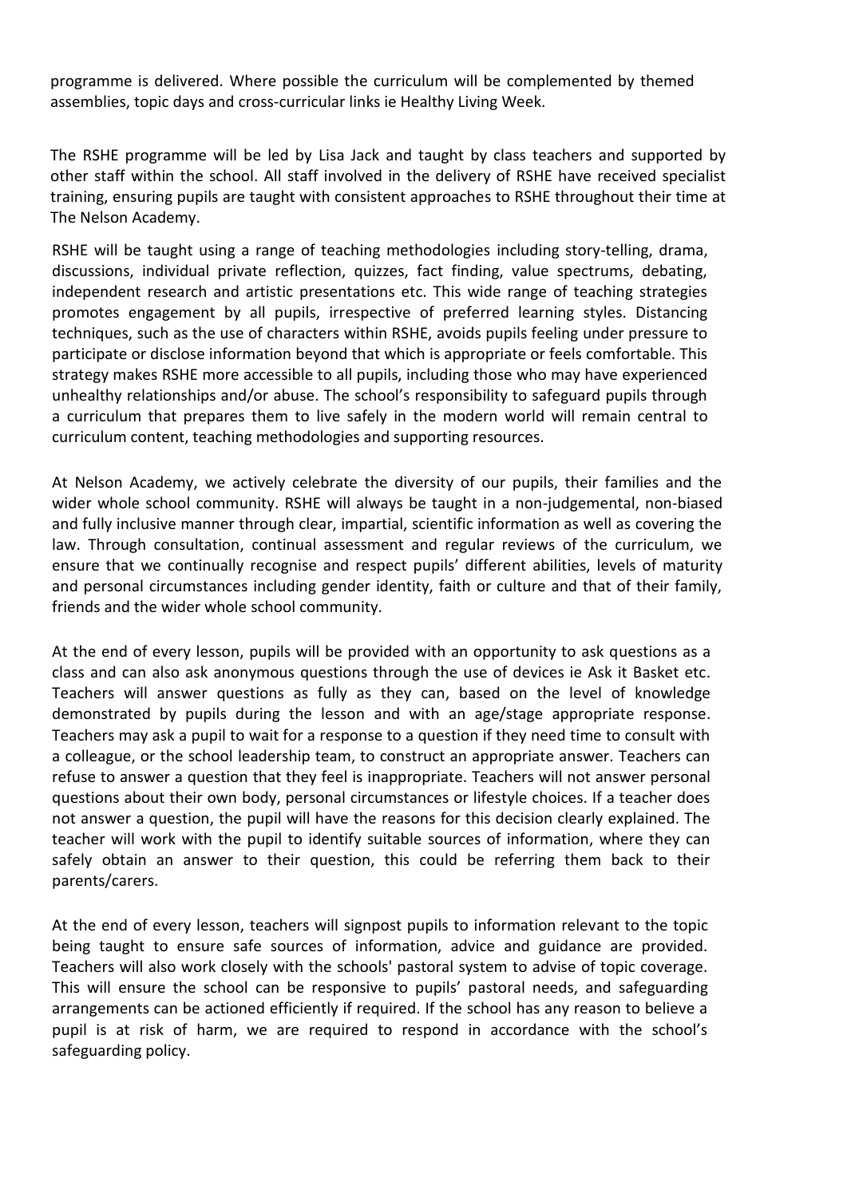programme is delivered. Where possible the curriculum will be complemented by themed assemblies, topic days and cross-curricular links ie Healthy Living Week.

The RSHE programme will be led by Lisa Jack and taught by class teachers and supported by other staff within the school. All staff involved in the delivery of RSHE have received specialist training, ensuring pupils are taught with consistent approaches to RSHE throughout their time at The Nelson Academy.

RSHE will be taught using a range of teaching methodologies including story-telling, drama, discussions, individual private reflection, quizzes, fact finding, value spectrums, debating, independent research and artistic presentations etc. This wide range of teaching strategies promotes engagement by all pupils, irrespective of preferred learning styles. Distancing techniques, such as the use of characters within RSHE, avoids pupils feeling under pressure to participate or disclose information beyond that which is appropriate or feels comfortable. This strategy makes RSHE more accessible to all pupils, including those who may have experienced unhealthy relationships and/or abuse. The school's responsibility to safeguard pupils through a curriculum that prepares them to live safely in the modern world will remain central to curriculum content, teaching methodologies and supporting resources.

At Nelson Academy, we actively celebrate the diversity of our pupils, their families and the wider whole school community. RSHE will always be taught in a non-judgemental, non-biased and fully inclusive manner through clear, impartial, scientific information as well as covering the law. Through consultation, continual assessment and regular reviews of the curriculum, we ensure that we continually recognise and respect pupils' different abilities, levels of maturity and personal circumstances including gender identity, faith or culture and that of their family, friends and the wider whole school community.

At the end of every lesson, pupils will be provided with an opportunity to ask questions as a class and can also ask anonymous questions through the use of devices ie Ask it Basket etc. Teachers will answer questions as fully as they can, based on the level of knowledge demonstrated by pupils during the lesson and with an age/stage appropriate response. Teachers may ask a pupil to wait for a response to a question if they need time to consult with a colleague, or the school leadership team, to construct an appropriate answer. Teachers can refuse to answer a question that they feel is inappropriate. Teachers will not answer personal questions about their own body, personal circumstances or lifestyle choices. If a teacher does not answer a question, the pupil will have the reasons for this decision clearly explained. The teacher will work with the pupil to identify suitable sources of information, where they can safely obtain an answer to their question, this could be referring them back to their parents/carers.

At the end of every lesson, teachers will signpost pupils to information relevant to the topic being taught to ensure safe sources of information, advice and guidance are provided. Teachers will also work closely with the schools' pastoral system to advise of topic coverage. This will ensure the school can be responsive to pupils' pastoral needs, and safeguarding arrangements can be actioned efficiently if required. If the school has any reason to believe a pupil is at risk of harm, we are required to respond in accordance with the school's safeguarding policy.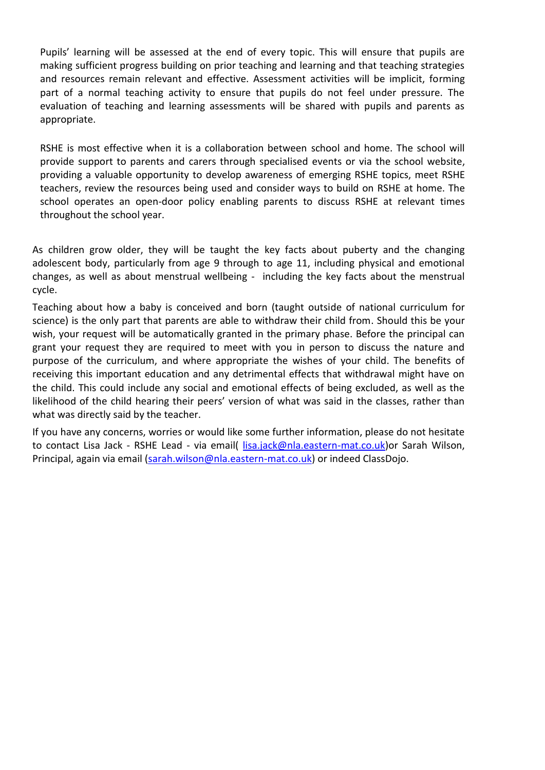Pupils' learning will be assessed at the end of every topic. This will ensure that pupils are making sufficient progress building on prior teaching and learning and that teaching strategies and resources remain relevant and effective. Assessment activities will be implicit, forming part of a normal teaching activity to ensure that pupils do not feel under pressure. The evaluation of teaching and learning assessments will be shared with pupils and parents as appropriate.

RSHE is most effective when it is a collaboration between school and home. The school will provide support to parents and carers through specialised events or via the school website, providing a valuable opportunity to develop awareness of emerging RSHE topics, meet RSHE teachers, review the resources being used and consider ways to build on RSHE at home. The school operates an open-door policy enabling parents to discuss RSHE at relevant times throughout the school year.

As children grow older, they will be taught the key facts about puberty and the changing adolescent body, particularly from age 9 through to age 11, including physical and emotional changes, as well as about menstrual wellbeing - including the key facts about the menstrual cycle.

Teaching about how a baby is conceived and born (taught outside of national curriculum for science) is the only part that parents are able to withdraw their child from. Should this be your wish, your request will be automatically granted in the primary phase. Before the principal can grant your request they are required to meet with you in person to discuss the nature and purpose of the curriculum, and where appropriate the wishes of your child. The benefits of receiving this important education and any detrimental effects that withdrawal might have on the child. This could include any social and emotional effects of being excluded, as well as the likelihood of the child hearing their peers' version of what was said in the classes, rather than what was directly said by the teacher.

If you have any concerns, worries or would like some further information, please do not hesitate to contact Lisa Jack - RSHE Lead - via email( lisa.jack@nla.eastern-mat.co.uk)or Sarah Wilson, Principal, again via email (sarah.wilson@nla.eastern-mat.co.uk) or indeed ClassDojo.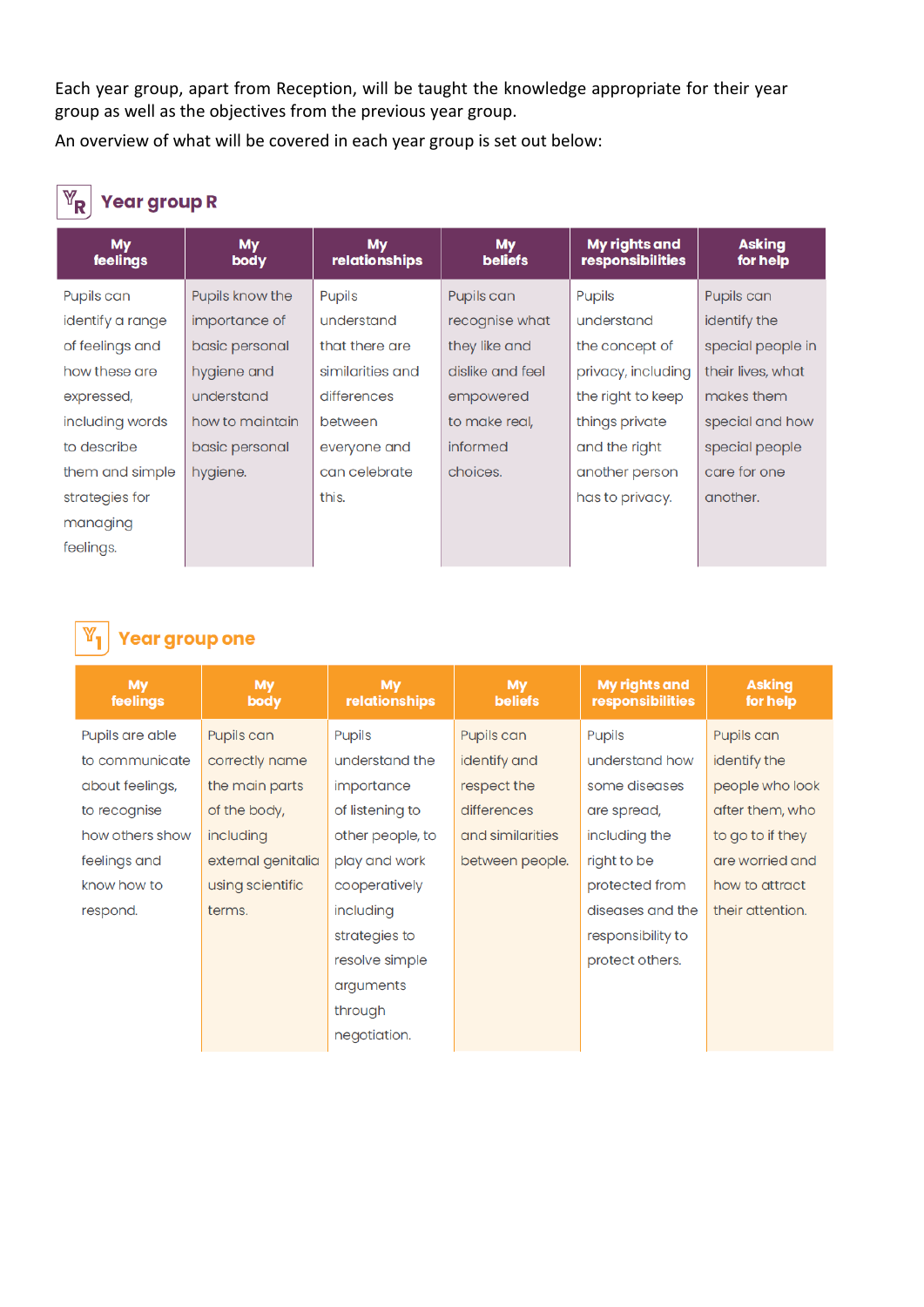Each year group, apart from Reception, will be taught the knowledge appropriate for their year group as well as the objectives from the previous year group.

An overview of what will be covered in each year group is set out below:

## Year group R

| My feelings | My body | My relationships | My beliefs | My rights and responsibilities | Asking for help |
|---|---|---|---|---|---|
| Pupils can identify a range of feelings and how these are expressed, including words to describe them and simple strategies for managing feelings. | Pupils know the importance of basic personal hygiene and understand how to maintain basic personal hygiene. | Pupils understand that there are similarities and differences between everyone and can celebrate this. | Pupils can recognise what they like and dislike and feel empowered to make real, informed choices. | Pupils understand the concept of privacy, including the right to keep things private and the right another person has to privacy. | Pupils can identify the special people in their lives, what makes them special and how special people care for one another. |

## Year group one

| My feelings | My body | My relationships | My beliefs | My rights and responsibilities | Asking for help |
|---|---|---|---|---|---|
| Pupils are able to communicate about feelings, to recognise how others show feelings and know how to respond. | Pupils can correctly name the main parts of the body, including external genitalia using scientific terms. | Pupils understand the importance of listening to other people, to play and work cooperatively including strategies to resolve simple arguments through negotiation. | Pupils can identify and respect the differences and similarities between people. | Pupils understand how some diseases are spread, including the right to be protected from diseases and the responsibility to protect others. | Pupils can identify the people who look after them, who to go to if they are worried and how to attract their attention. |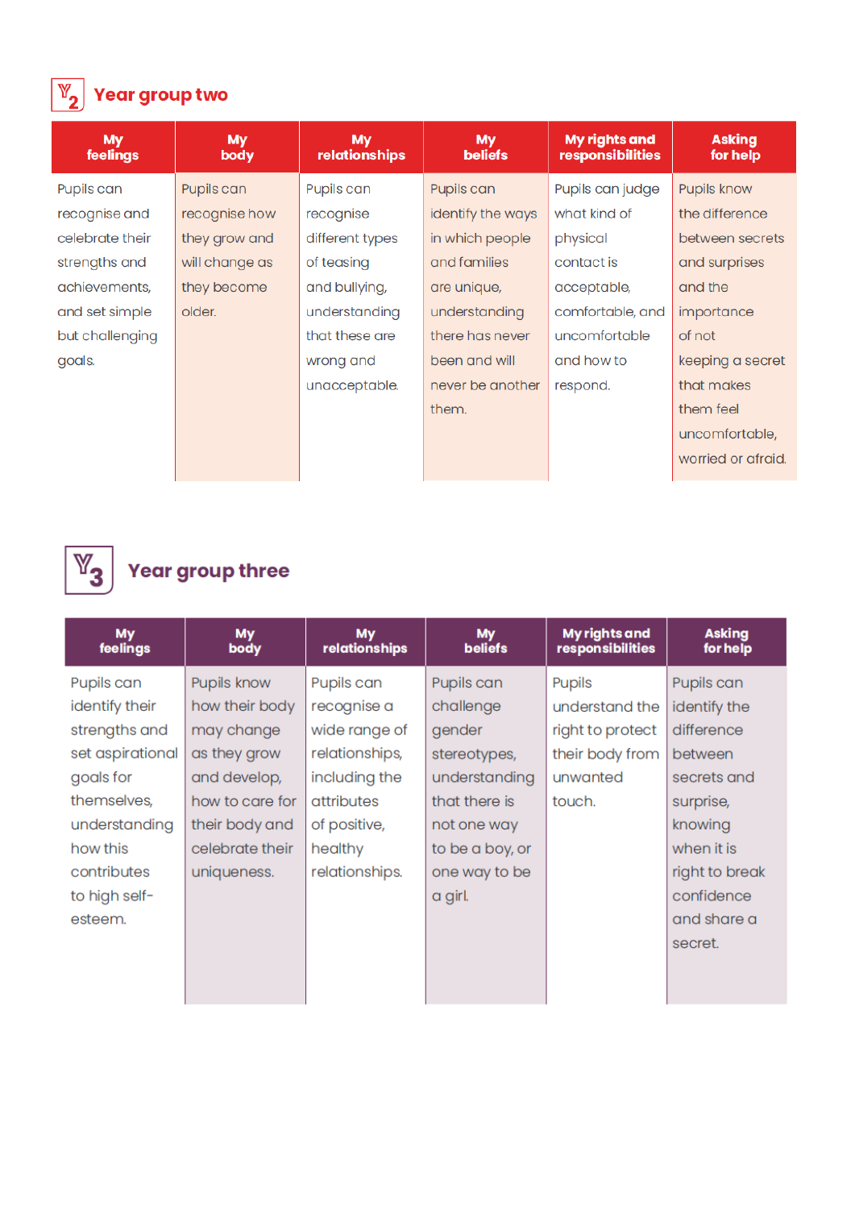## Year group two

| My feelings | My body | My relationships | My beliefs | My rights and responsibilities | Asking for help |
|---|---|---|---|---|---|
| Pupils can recognise and celebrate their strengths and achievements, and set simple but challenging goals. | Pupils can recognise how they grow and will change as they become older. | Pupils can recognise different types of teasing and bullying, understanding that these are wrong and unacceptable. | Pupils can identify the ways in which people and families are unique, understanding there has never been and will never be another them. | Pupils can judge what kind of physical contact is acceptable, comfortable, and uncomfortable and how to respond. | Pupils know the difference between secrets and surprises and the importance of not keeping a secret that makes them feel uncomfortable, worried or afraid. |

## Year group three

| My feelings | My body | My relationships | My beliefs | My rights and responsibilities | Asking for help |
|---|---|---|---|---|---|
| Pupils can identify their strengths and set aspirational goals for themselves, understanding how this contributes to high self-esteem. | Pupils know how their body may change as they grow and develop, how to care for their body and celebrate their uniqueness. | Pupils can recognise a wide range of relationships, including the attributes of positive, healthy relationships. | Pupils can challenge gender stereotypes, understanding that there is not one way to be a boy, or one way to be a girl. | Pupils understand the right to protect their body from unwanted touch. | Pupils can identify the difference between secrets and surprise, knowing when it is right to break confidence and share a secret. |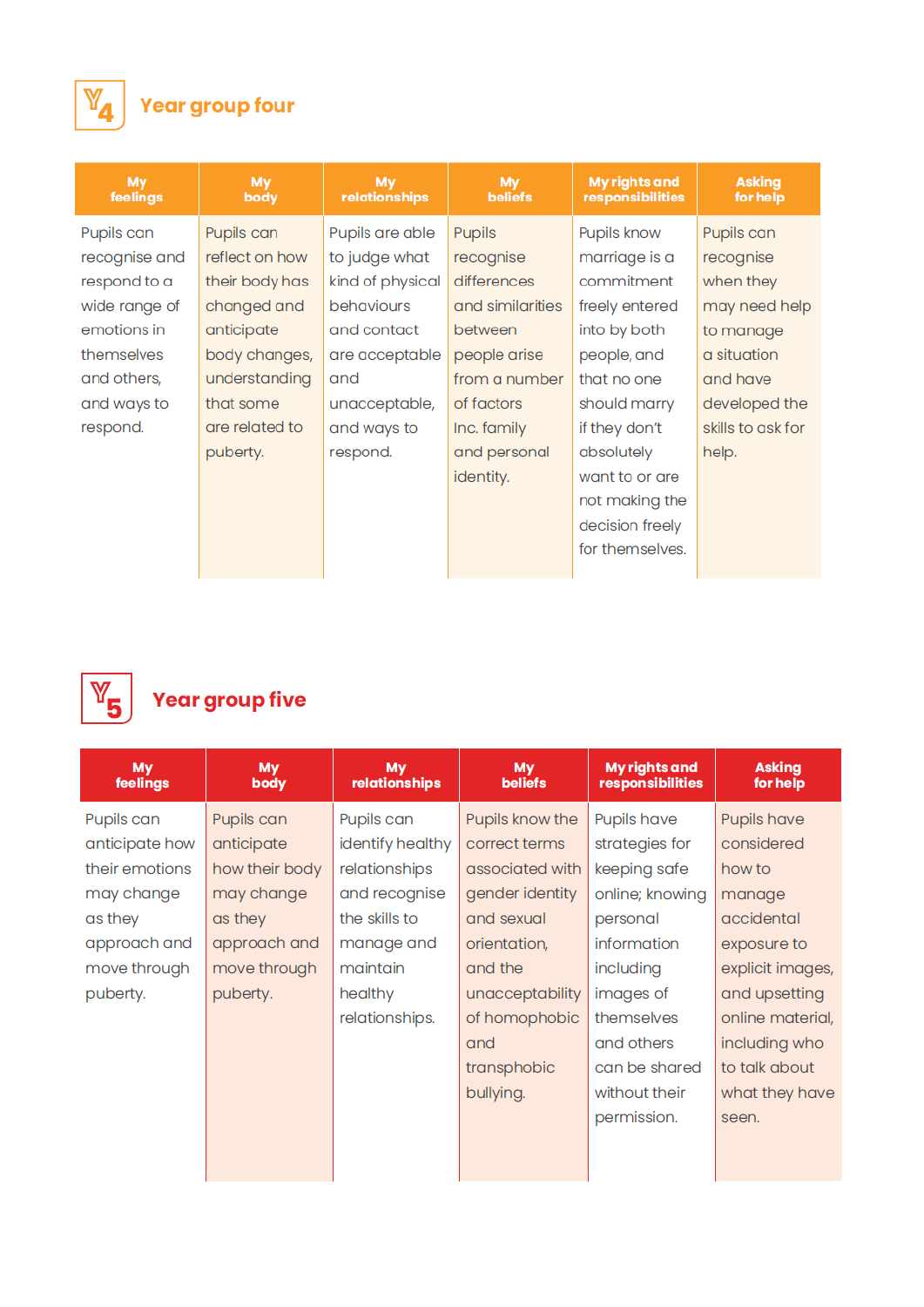## Y4 Year group four

| My feelings | My body | My relationships | My beliefs | My rights and responsibilities | Asking for help |
|---|---|---|---|---|---|
| Pupils can recognise and respond to a wide range of emotions in themselves and others, and ways to respond. | Pupils can reflect on how their body has changed and anticipate body changes, understanding that some are related to puberty. | Pupils are able to judge what kind of physical behaviours and contact are acceptable and unacceptable, and ways to respond. | Pupils recognise differences and similarities between people arise from a number of factors Inc. family and personal identity. | Pupils know marriage is a commitment freely entered into by both people, and that no one should marry if they don't absolutely want to or are not making the decision freely for themselves. | Pupils can recognise when they may need help to manage a situation and have developed the skills to ask for help. |

## Y5 Year group five

| My feelings | My body | My relationships | My beliefs | My rights and responsibilities | Asking for help |
|---|---|---|---|---|---|
| Pupils can anticipate how their emotions may change as they approach and move through puberty. | Pupils can anticipate how their body may change as they approach and move through puberty. | Pupils can identify healthy relationships and recognise the skills to manage and maintain healthy relationships. | Pupils know the correct terms associated with gender identity and sexual orientation, and the unacceptability of homophobic and transphobic bullying. | Pupils have strategies for keeping safe online; knowing personal information including images of themselves and others can be shared without their permission. | Pupils have considered how to manage accidental exposure to explicit images, and upsetting online material, including who to talk about what they have seen. |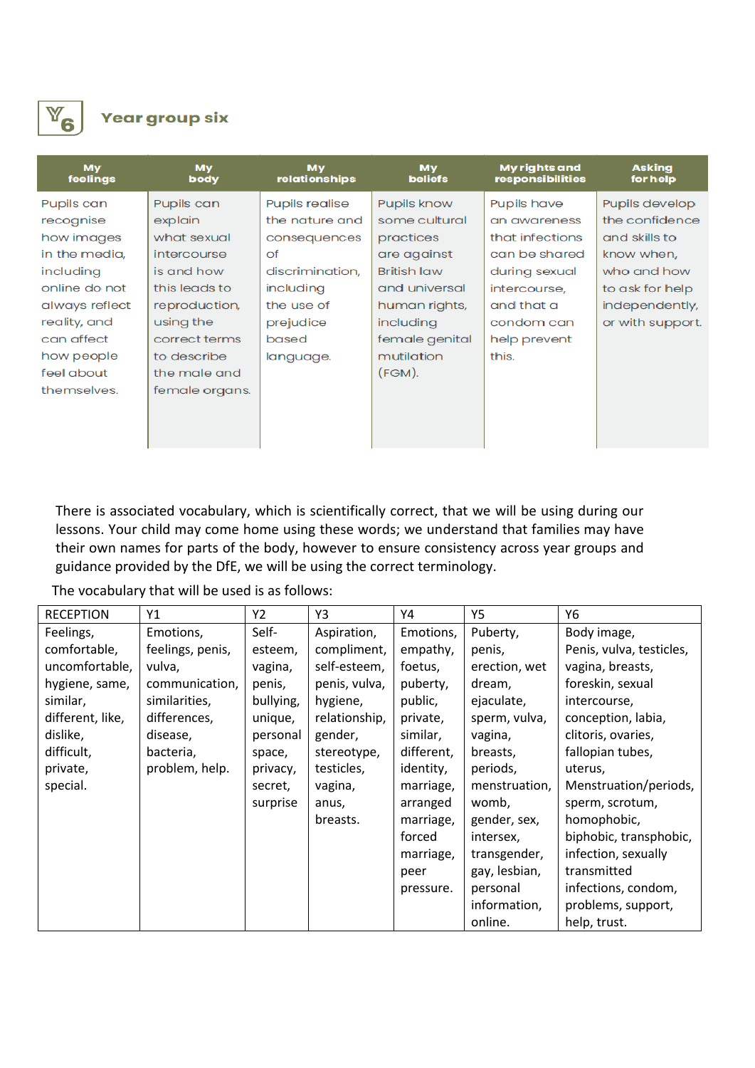## Y6 Year group six

| My feelings | My body | My relationships | My beliefs | My rights and responsibilities | Asking for help |
|---|---|---|---|---|---|
| Pupils can recognise how images in the media, including online do not always reflect reality, and can affect how people feel about themselves. | Pupils can explain what sexual intercourse is and how this leads to reproduction, using the correct terms to describe the male and female organs. | Pupils realise the nature and consequences of discrimination, including the use of prejudice based language. | Pupils know some cultural practices are against British law and universal human rights, including female genital mutilation (FGM). | Pupils have an awareness that infections can be shared during sexual intercourse, and that a condom can help prevent this. | Pupils develop the confidence and skills to know when, who and how to ask for help independently, or with support. |

There is associated vocabulary, which is scientifically correct, that we will be using during our lessons. Your child may come home using these words; we understand that families may have their own names for parts of the body, however to ensure consistency across year groups and guidance provided by the DfE, we will be using the correct terminology.

The vocabulary that will be used is as follows:

| RECEPTION | Y1 | Y2 | Y3 | Y4 | Y5 | Y6 |
|---|---|---|---|---|---|---|
| Feelings, comfortable, uncomfortable, hygiene, same, similar, different, like, dislike, difficult, private, special. | Emotions, feelings, penis, vulva, communication, similarities, differences, disease, bacteria, problem, help. | Self-esteem, vagina, penis, bullying, unique, personal space, privacy, secret, surprise | Aspiration, compliment, self-esteem, penis, vulva, hygiene, relationship, gender, stereotype, testicles, vagina, anus, breasts. | Emotions, empathy, foetus, puberty, public, private, similar, different, identity, marriage, arranged marriage, forced marriage, peer pressure. | Puberty, penis, erection, wet dream, ejaculate, sperm, vulva, vagina, breasts, periods, menstruation, womb, gender, sex, intersex, transgender, gay, lesbian, personal information, online. | Body image, Penis, vulva, testicles, vagina, breasts, foreskin, sexual intercourse, conception, labia, clitoris, ovaries, fallopian tubes, uterus, Menstruation/periods, sperm, scrotum, homophobic, biphobic, transphobic, infection, sexually transmitted infections, condom, problems, support, help, trust. |